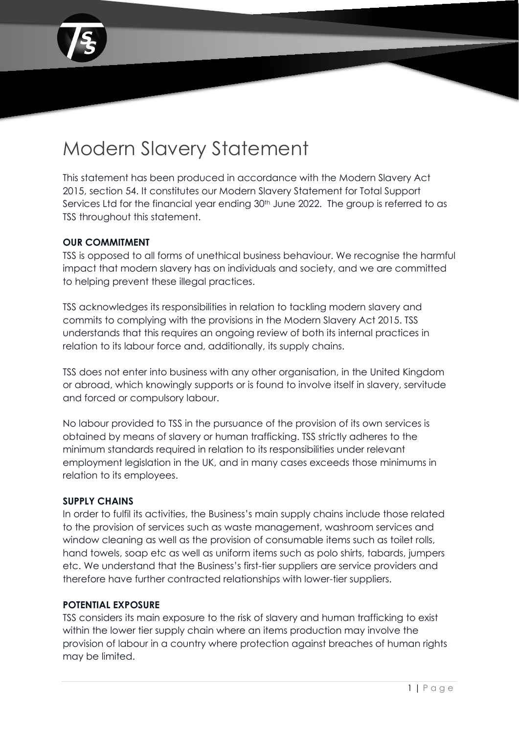# Modern Slavery Statement

This statement has been produced in accordance with the Modern Slavery Act 2015, section 54. It constitutes our Modern Slavery Statement for Total Support Services Ltd for the financial year ending 30th June 2022. The group is referred to as TSS throughout this statement.

**OUR COMMITMENT**

TSS is opposed to all forms of unethical business behaviour. We recognise the harmful impact that modern slavery has on individuals and society, and we are committed to helping prevent these illegal practices.

TSS acknowledges its responsibilities in relation to tackling modern slavery and commits to complying with the provisions in the Modern Slavery Act 2015. TSS understands that this requires an ongoing review of both its internal practices in relation to its labour force and, additionally, its supply chains.

TSS does not enter into business with any other organisation, in the United Kingdom or abroad, which knowingly supports or is found to involve itself in slavery, servitude and forced or compulsory labour.

No labour provided to TSS in the pursuance of the provision of its own services is obtained by means of slavery or human trafficking. TSS strictly adheres to the minimum standards required in relation to its responsibilities under relevant employment legislation in the UK, and in many cases exceeds those minimums in relation to its employees.

**SUPPLY CHAINS**

In order to fulfil its activities, the Business's main supply chains include those related to the provision of services such as waste management, washroom services and window cleaning as well as the provision of consumable items such as toilet rolls, hand towels, soap etc as well as uniform items such as polo shirts, tabards, jumpers etc. We understand that the Business's first-tier suppliers are service providers and therefore have further contracted relationships with lower-tier suppliers.

**POTENTIAL EXPOSURE**

TSS considers its main exposure to the risk of slavery and human trafficking to exist within the lower tier supply chain where an items production may involve the provision of labour in a country where protection against breaches of human rights may be limited.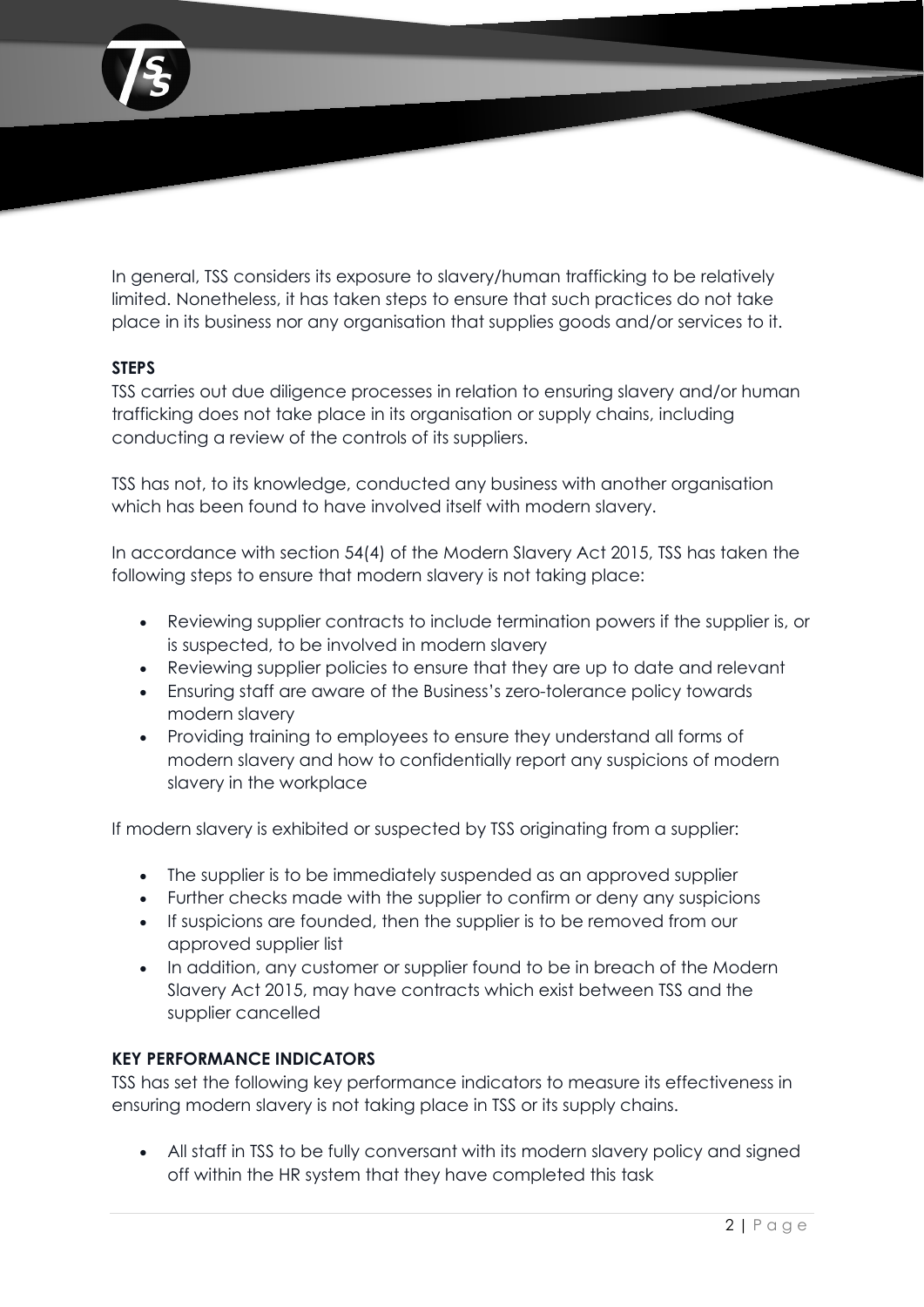In general, TSS considers its exposure to slavery/human trafficking to be relatively limited. Nonetheless, it has taken steps to ensure that such practices do not take place in its business nor any organisation that supplies goods and/or services to it.

**STEPS**

TSS carries out due diligence processes in relation to ensuring slavery and/or human trafficking does not take place in its organisation or supply chains, including conducting a review of the controls of its suppliers.

TSS has not, to its knowledge, conducted any business with another organisation which has been found to have involved itself with modern slavery.

In accordance with section 54(4) of the Modern Slavery Act 2015, TSS has taken the following steps to ensure that modern slavery is not taking place:

- Reviewing supplier contracts to include termination powers if the supplier is, or is suspected, to be involved in modern slavery
- Reviewing supplier policies to ensure that they are up to date and relevant
- Ensuring staff are aware of the Business's zero-tolerance policy towards modern slavery
- Providing training to employees to ensure they understand all forms of modern slavery and how to confidentially report any suspicions of modern slavery in the workplace

If modern slavery is exhibited or suspected by TSS originating from a supplier:

- The supplier is to be immediately suspended as an approved supplier
- Further checks made with the supplier to confirm or deny any suspicions
- If suspicions are founded, then the supplier is to be removed from our approved supplier list
- In addition, any customer or supplier found to be in breach of the Modern Slavery Act 2015, may have contracts which exist between TSS and the supplier cancelled

**KEY PERFORMANCE INDICATORS**

TSS has set the following key performance indicators to measure its effectiveness in ensuring modern slavery is not taking place in TSS or its supply chains.

- All staff in TSS to be fully conversant with its modern slavery policy and signed off within the HR system that they have completed this task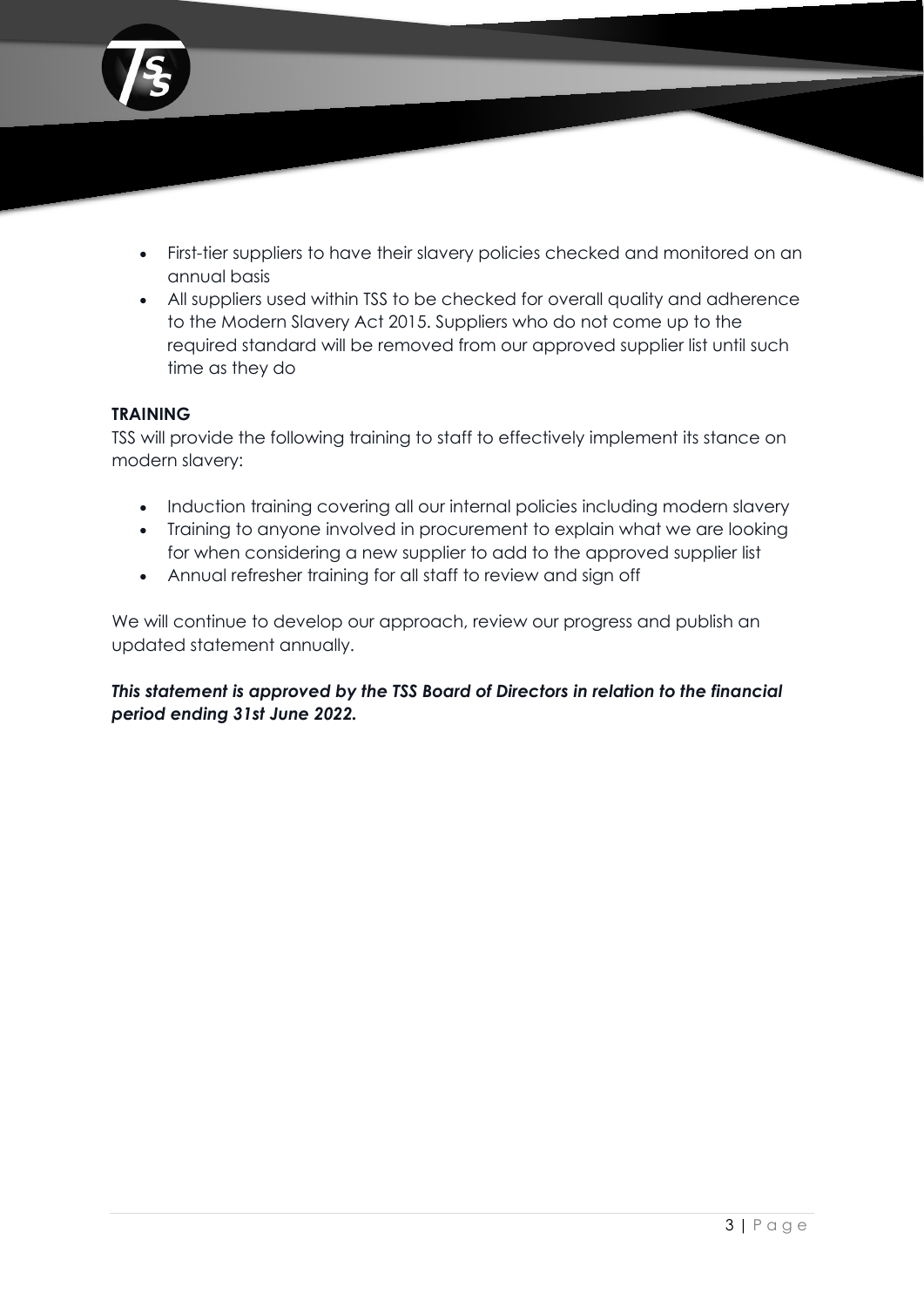- First-tier suppliers to have their slavery policies checked and monitored on an annual basis
- All suppliers used within TSS to be checked for overall quality and adherence to the Modern Slavery Act 2015. Suppliers who do not come up to the required standard will be removed from our approved supplier list until such time as they do

**TRAINING**

TSS will provide the following training to staff to effectively implement its stance on modern slavery:

- Induction training covering all our internal policies including modern slavery
- Training to anyone involved in procurement to explain what we are looking for when considering a new supplier to add to the approved supplier list
- Annual refresher training for all staff to review and sign off

We will continue to develop our approach, review our progress and publish an updated statement annually.

***This statement is approved by the TSS Board of Directors in relation to the financial period ending 31st June 2022.***